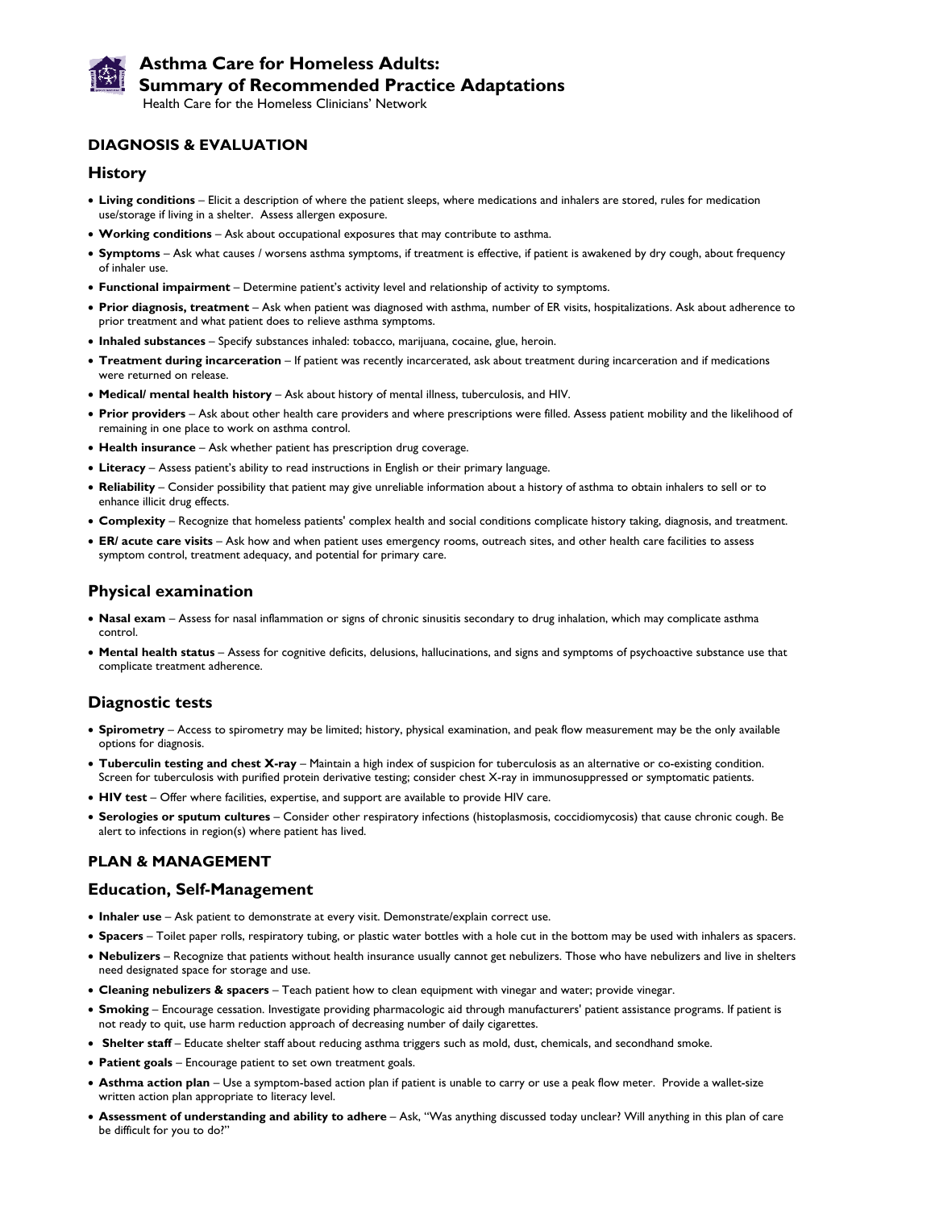# Asthma Care for Homeless Adults: Summary of Recommended Practice Adaptations

Health Care for the Homeless Clinicians' Network

## DIAGNOSIS & EVALUATION

### History

- **Living conditions** – Elicit a description of where the patient sleeps, where medications and inhalers are stored, rules for medication use/storage if living in a shelter. Assess allergen exposure.
- **Working conditions** – Ask about occupational exposures that may contribute to asthma.
- **Symptoms** – Ask what causes / worsens asthma symptoms, if treatment is effective, if patient is awakened by dry cough, about frequency of inhaler use.
- **Functional impairment** – Determine patient's activity level and relationship of activity to symptoms.
- **Prior diagnosis, treatment** – Ask when patient was diagnosed with asthma, number of ER visits, hospitalizations. Ask about adherence to prior treatment and what patient does to relieve asthma symptoms.
- **Inhaled substances** – Specify substances inhaled: tobacco, marijuana, cocaine, glue, heroin.
- **Treatment during incarceration** – If patient was recently incarcerated, ask about treatment during incarceration and if medications were returned on release.
- **Medical/ mental health history** – Ask about history of mental illness, tuberculosis, and HIV.
- **Prior providers** – Ask about other health care providers and where prescriptions were filled. Assess patient mobility and the likelihood of remaining in one place to work on asthma control.
- **Health insurance** – Ask whether patient has prescription drug coverage.
- **Literacy** – Assess patient's ability to read instructions in English or their primary language.
- **Reliability** – Consider possibility that patient may give unreliable information about a history of asthma to obtain inhalers to sell or to enhance illicit drug effects.
- **Complexity** – Recognize that homeless patients' complex health and social conditions complicate history taking, diagnosis, and treatment.
- **ER/ acute care visits** – Ask how and when patient uses emergency rooms, outreach sites, and other health care facilities to assess symptom control, treatment adequacy, and potential for primary care.

### Physical examination

- **Nasal exam** – Assess for nasal inflammation or signs of chronic sinusitis secondary to drug inhalation, which may complicate asthma control.
- **Mental health status** – Assess for cognitive deficits, delusions, hallucinations, and signs and symptoms of psychoactive substance use that complicate treatment adherence.

### Diagnostic tests

- **Spirometry** – Access to spirometry may be limited; history, physical examination, and peak flow measurement may be the only available options for diagnosis.
- **Tuberculin testing and chest X-ray** – Maintain a high index of suspicion for tuberculosis as an alternative or co-existing condition. Screen for tuberculosis with purified protein derivative testing; consider chest X-ray in immunosuppressed or symptomatic patients.
- **HIV test** – Offer where facilities, expertise, and support are available to provide HIV care.
- **Serologies or sputum cultures** – Consider other respiratory infections (histoplasmosis, coccidiomycosis) that cause chronic cough. Be alert to infections in region(s) where patient has lived.

## PLAN & MANAGEMENT

### Education, Self-Management

- **Inhaler use** – Ask patient to demonstrate at every visit. Demonstrate/explain correct use.
- **Spacers** – Toilet paper rolls, respiratory tubing, or plastic water bottles with a hole cut in the bottom may be used with inhalers as spacers.
- **Nebulizers** – Recognize that patients without health insurance usually cannot get nebulizers. Those who have nebulizers and live in shelters need designated space for storage and use.
- **Cleaning nebulizers & spacers** – Teach patient how to clean equipment with vinegar and water; provide vinegar.
- **Smoking** – Encourage cessation. Investigate providing pharmacologic aid through manufacturers' patient assistance programs. If patient is not ready to quit, use harm reduction approach of decreasing number of daily cigarettes.
- **Shelter staff** – Educate shelter staff about reducing asthma triggers such as mold, dust, chemicals, and secondhand smoke.
- **Patient goals** – Encourage patient to set own treatment goals.
- **Asthma action plan** – Use a symptom-based action plan if patient is unable to carry or use a peak flow meter. Provide a wallet-size written action plan appropriate to literacy level.
- **Assessment of understanding and ability to adhere** – Ask, "Was anything discussed today unclear? Will anything in this plan of care be difficult for you to do?"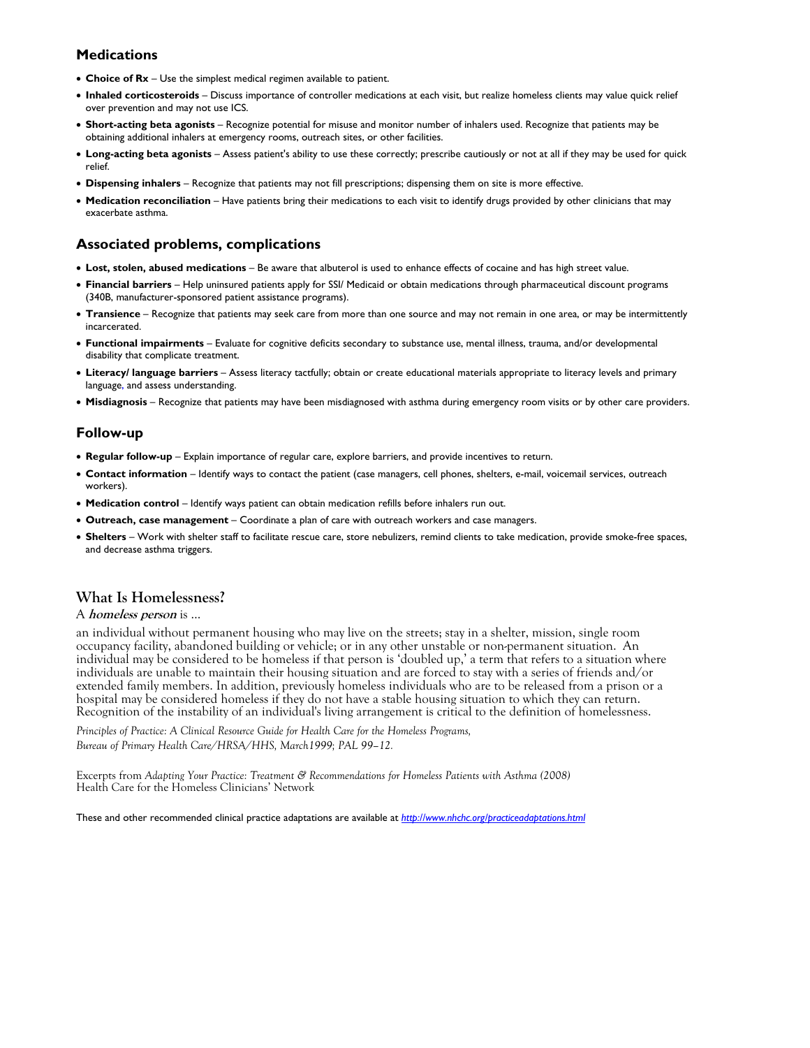## Medications

- **Choice of Rx** – Use the simplest medical regimen available to patient.
- **Inhaled corticosteroids** – Discuss importance of controller medications at each visit, but realize homeless clients may value quick relief over prevention and may not use ICS.
- **Short-acting beta agonists** – Recognize potential for misuse and monitor number of inhalers used. Recognize that patients may be obtaining additional inhalers at emergency rooms, outreach sites, or other facilities.
- **Long-acting beta agonists** – Assess patient's ability to use these correctly; prescribe cautiously or not at all if they may be used for quick relief.
- **Dispensing inhalers** – Recognize that patients may not fill prescriptions; dispensing them on site is more effective.
- **Medication reconciliation** – Have patients bring their medications to each visit to identify drugs provided by other clinicians that may exacerbate asthma.

## Associated problems, complications

- **Lost, stolen, abused medications** – Be aware that albuterol is used to enhance effects of cocaine and has high street value.
- **Financial barriers** – Help uninsured patients apply for SSI/ Medicaid or obtain medications through pharmaceutical discount programs (340B, manufacturer-sponsored patient assistance programs).
- **Transience** – Recognize that patients may seek care from more than one source and may not remain in one area, or may be intermittently incarcerated.
- **Functional impairments** – Evaluate for cognitive deficits secondary to substance use, mental illness, trauma, and/or developmental disability that complicate treatment.
- **Literacy/ language barriers** – Assess literacy tactfully; obtain or create educational materials appropriate to literacy levels and primary language, and assess understanding.
- **Misdiagnosis** – Recognize that patients may have been misdiagnosed with asthma during emergency room visits or by other care providers.

## Follow-up

- **Regular follow-up** – Explain importance of regular care, explore barriers, and provide incentives to return.
- **Contact information** – Identify ways to contact the patient (case managers, cell phones, shelters, e-mail, voicemail services, outreach workers).
- **Medication control** – Identify ways patient can obtain medication refills before inhalers run out.
- **Outreach, case management** – Coordinate a plan of care with outreach workers and case managers.
- **Shelters** – Work with shelter staff to facilitate rescue care, store nebulizers, remind clients to take medication, provide smoke-free spaces, and decrease asthma triggers.

## What Is Homelessness?

A ***homeless person*** is …

an individual without permanent housing who may live on the streets; stay in a shelter, mission, single room occupancy facility, abandoned building or vehicle; or in any other unstable or non-permanent situation. An individual may be considered to be homeless if that person is 'doubled up,' a term that refers to a situation where individuals are unable to maintain their housing situation and are forced to stay with a series of friends and/or extended family members. In addition, previously homeless individuals who are to be released from a prison or a hospital may be considered homeless if they do not have a stable housing situation to which they can return. Recognition of the instability of an individual's living arrangement is critical to the definition of homelessness.

*Principles of Practice: A Clinical Resource Guide for Health Care for the Homeless Programs, Bureau of Primary Health Care/HRSA/HHS, March1999; PAL 99–12.*

Excerpts from *Adapting Your Practice: Treatment & Recommendations for Homeless Patients with Asthma (2008)*
Health Care for the Homeless Clinicians' Network

These and other recommended clinical practice adaptations are available at *http://www.nhchc.org/practiceadaptations.html*